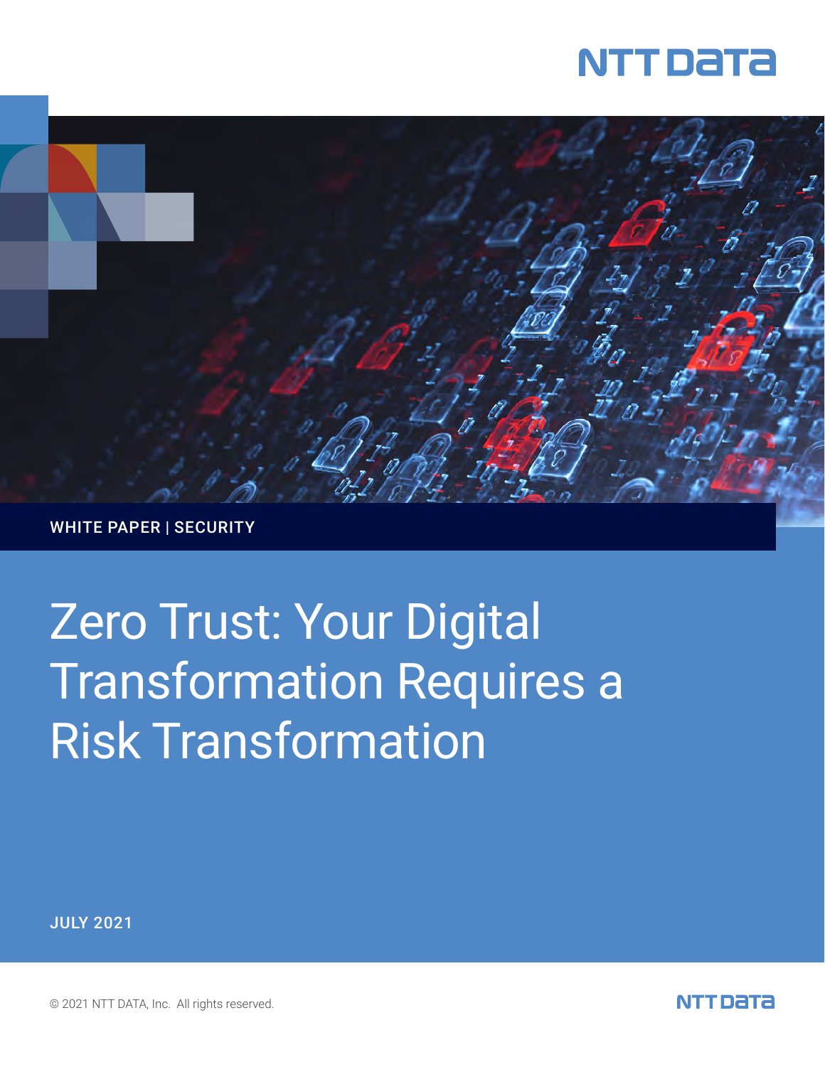NTT DATA

WHITE PAPER | SECURITY

# Zero Trust: Your Digital Transformation Requires a Risk Transformation

JULY 2021

© 2021 NTT DATA, Inc. All rights reserved.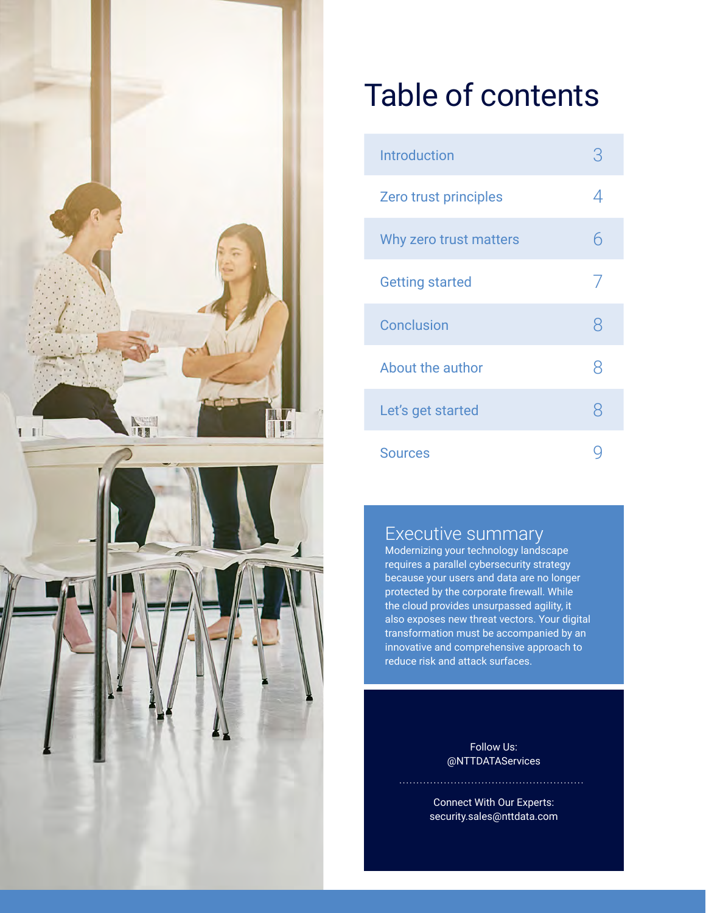# Table of contents

| | |
|---|---|
| Introduction | 3 |
| Zero trust principles | 4 |
| Why zero trust matters | 6 |
| Getting started | 7 |
| Conclusion | 8 |
| About the author | 8 |
| Let's get started | 8 |
| Sources | 9 |

## Executive summary

Modernizing your technology landscape requires a parallel cybersecurity strategy because your users and data are no longer protected by the corporate firewall. While the cloud provides unsurpassed agility, it also exposes new threat vectors. Your digital transformation must be accompanied by an innovative and comprehensive approach to reduce risk and attack surfaces.

Follow Us:
@NTTDATAServices

Connect With Our Experts:
security.sales@nttdata.com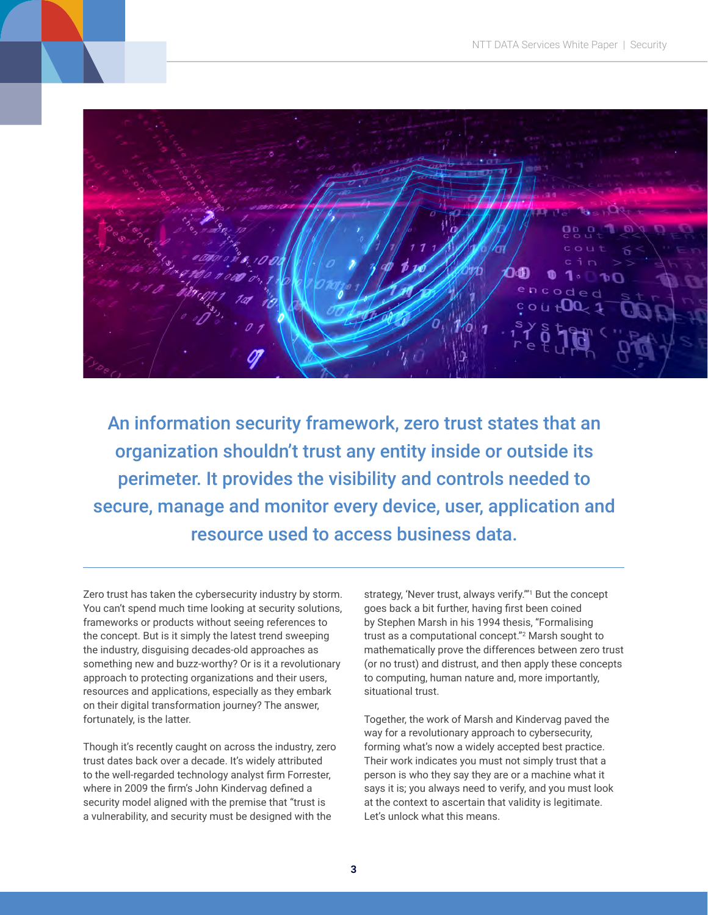**An information security framework, zero trust states that an organization shouldn't trust any entity inside or outside its perimeter. It provides the visibility and controls needed to secure, manage and monitor every device, user, application and resource used to access business data.**

---

Zero trust has taken the cybersecurity industry by storm. You can't spend much time looking at security solutions, frameworks or products without seeing references to the concept. But is it simply the latest trend sweeping the industry, disguising decades-old approaches as something new and buzz-worthy? Or is it a revolutionary approach to protecting organizations and their users, resources and applications, especially as they embark on their digital transformation journey? The answer, fortunately, is the latter.

Though it's recently caught on across the industry, zero trust dates back over a decade. It's widely attributed to the well-regarded technology analyst firm Forrester, where in 2009 the firm's John Kindervag defined a security model aligned with the premise that "trust is a vulnerability, and security must be designed with the strategy, 'Never trust, always verify.'"[1] But the concept goes back a bit further, having first been coined by Stephen Marsh in his 1994 thesis, "Formalising trust as a computational concept."[2] Marsh sought to mathematically prove the differences between zero trust (or no trust) and distrust, and then apply these concepts to computing, human nature and, more importantly, situational trust.

Together, the work of Marsh and Kindervag paved the way for a revolutionary approach to cybersecurity, forming what's now a widely accepted best practice. Their work indicates you must not simply trust that a person is who they say they are or a machine what it says it is; you always need to verify, and you must look at the context to ascertain that validity is legitimate. Let's unlock what this means.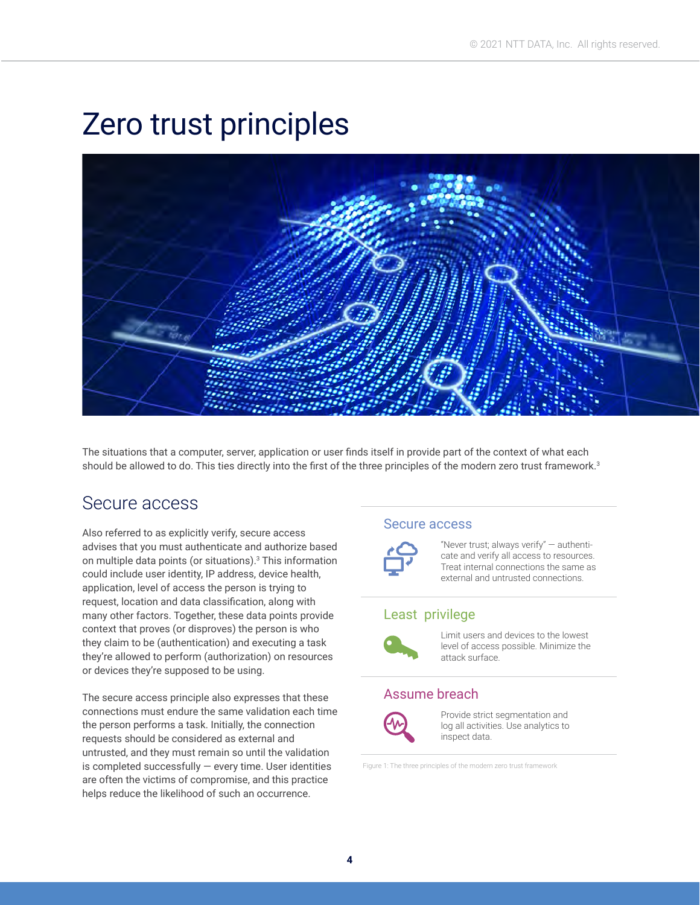# Zero trust principles

The situations that a computer, server, application or user finds itself in provide part of the context of what each should be allowed to do. This ties directly into the first of the three principles of the modern zero trust framework.[3]

## Secure access

Also referred to as explicitly verify, secure access advises that you must authenticate and authorize based on multiple data points (or situations).[3] This information could include user identity, IP address, device health, application, level of access the person is trying to request, location and data classification, along with many other factors. Together, these data points provide context that proves (or disproves) the person is who they claim to be (authentication) and executing a task they're allowed to perform (authorization) on resources or devices they're supposed to be using.

The secure access principle also expresses that these connections must endure the same validation each time the person performs a task. Initially, the connection requests should be considered as external and untrusted, and they must remain so until the validation is completed successfully — every time. User identities are often the victims of compromise, and this practice helps reduce the likelihood of such an occurrence.

### Secure access

"Never trust; always verify" — authenticate and verify all access to resources. Treat internal connections the same as external and untrusted connections.

### Least privilege

Limit users and devices to the lowest level of access possible. Minimize the attack surface.

### Assume breach

Provide strict segmentation and log all activities. Use analytics to inspect data.

Figure 1: The three principles of the modern zero trust framework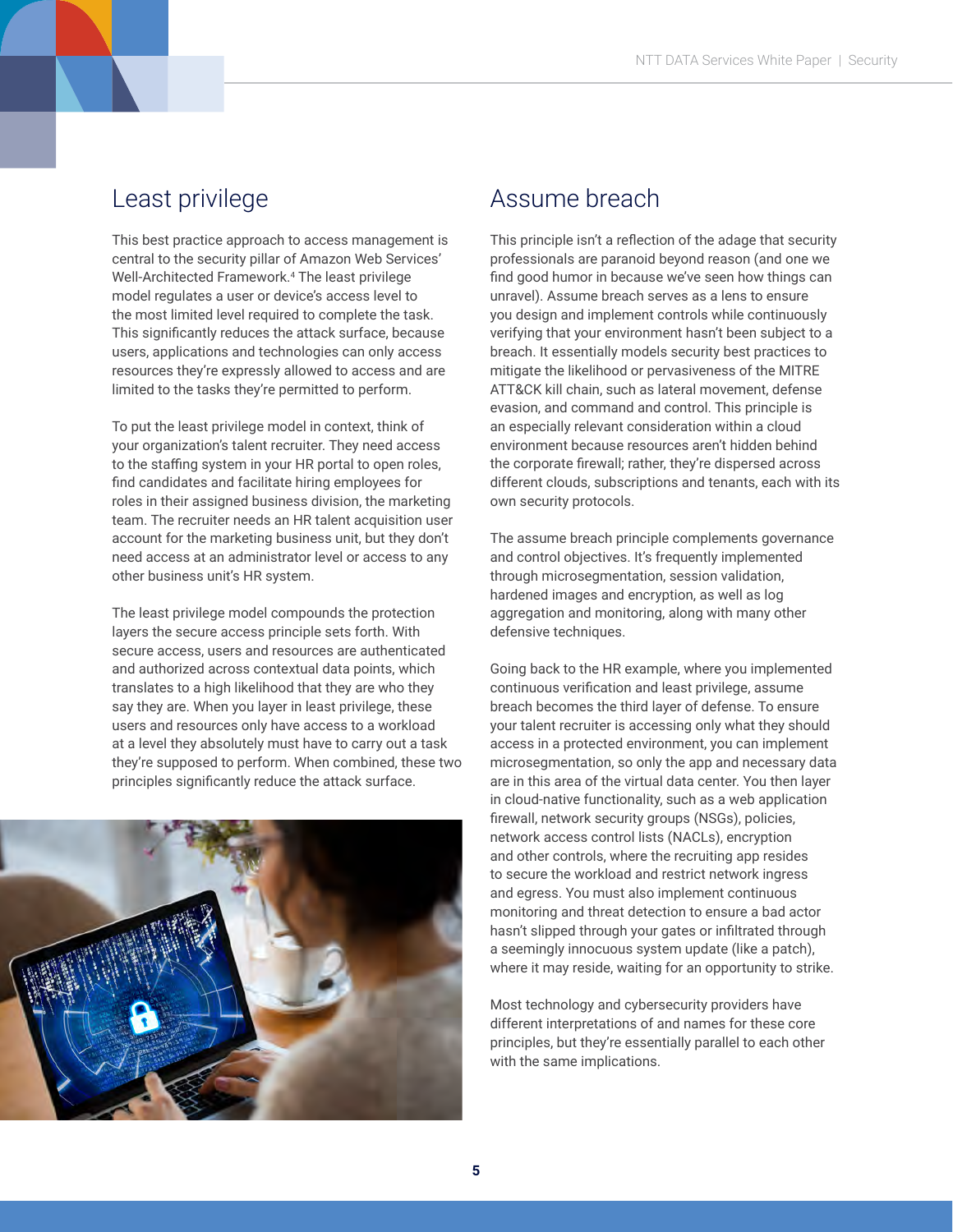## Least privilege

This best practice approach to access management is central to the security pillar of Amazon Web Services' Well-Architected Framework.[4] The least privilege model regulates a user or device's access level to the most limited level required to complete the task. This significantly reduces the attack surface, because users, applications and technologies can only access resources they're expressly allowed to access and are limited to the tasks they're permitted to perform.

To put the least privilege model in context, think of your organization's talent recruiter. They need access to the staffing system in your HR portal to open roles, find candidates and facilitate hiring employees for roles in their assigned business division, the marketing team. The recruiter needs an HR talent acquisition user account for the marketing business unit, but they don't need access at an administrator level or access to any other business unit's HR system.

The least privilege model compounds the protection layers the secure access principle sets forth. With secure access, users and resources are authenticated and authorized across contextual data points, which translates to a high likelihood that they are who they say they are. When you layer in least privilege, these users and resources only have access to a workload at a level they absolutely must have to carry out a task they're supposed to perform. When combined, these two principles significantly reduce the attack surface.

## Assume breach

This principle isn't a reflection of the adage that security professionals are paranoid beyond reason (and one we find good humor in because we've seen how things can unravel). Assume breach serves as a lens to ensure you design and implement controls while continuously verifying that your environment hasn't been subject to a breach. It essentially models security best practices to mitigate the likelihood or pervasiveness of the MITRE ATT&CK kill chain, such as lateral movement, defense evasion, and command and control. This principle is an especially relevant consideration within a cloud environment because resources aren't hidden behind the corporate firewall; rather, they're dispersed across different clouds, subscriptions and tenants, each with its own security protocols.

The assume breach principle complements governance and control objectives. It's frequently implemented through microsegmentation, session validation, hardened images and encryption, as well as log aggregation and monitoring, along with many other defensive techniques.

Going back to the HR example, where you implemented continuous verification and least privilege, assume breach becomes the third layer of defense. To ensure your talent recruiter is accessing only what they should access in a protected environment, you can implement microsegmentation, so only the app and necessary data are in this area of the virtual data center. You then layer in cloud-native functionality, such as a web application firewall, network security groups (NSGs), policies, network access control lists (NACLs), encryption and other controls, where the recruiting app resides to secure the workload and restrict network ingress and egress. You must also implement continuous monitoring and threat detection to ensure a bad actor hasn't slipped through your gates or infiltrated through a seemingly innocuous system update (like a patch), where it may reside, waiting for an opportunity to strike.

Most technology and cybersecurity providers have different interpretations of and names for these core principles, but they're essentially parallel to each other with the same implications.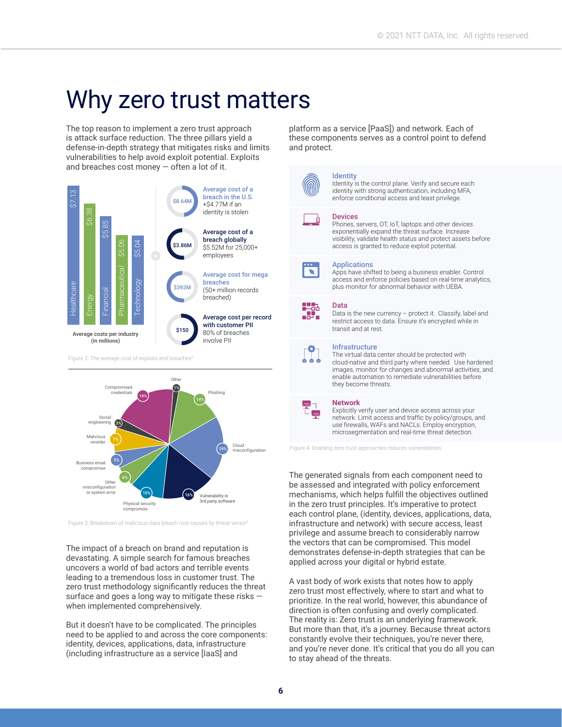# Why zero trust matters

The top reason to implement a zero trust approach is attack surface reduction. The three pillars yield a defense-in-depth strategy that mitigates risks and limits vulnerabilities to help avoid exploit potential. Exploits and breaches cost money — often a lot of it.

| Industry | Average costs per industry (in millions) |
|---|---|
| Healthcare | $7.13 |
| Energy | $6.38 |
| Financial | $5.85 |
| Pharmaceutical | $5.06 |
| Technology | $5.04 |

- **$8.64M** — Average cost of a breach in the U.S. +$4.77M if an identity is stolen
- **$3.86M** — Average cost of a breach globally. $5.52M for 25,000+ employees
- **$392M** — Average cost for mega breaches (50+ million records breached)
- **$150** — Average cost per record with customer PII. 80% of breaches involve PII

Figure 2: The average cost of exploits and breaches[5]

| Threat vector | Share |
|---|---|
| Compromised credentials | 19% |
| Other | 1% |
| Phishing | 14% |
| Cloud misconfiguration | 19% |
| Vulnerability in 3rd party software | 16% |
| Physical security compromise | 10% |
| Other misconfiguration or system error | 6% |
| Business email compromise | 5% |
| Malicious vinsider | 7% |
| Social engineering | 3% |

Figure 3: Breakdown of malicious data breach root causes by threat vector[5]

The impact of a breach on brand and reputation is devastating. A simple search for famous breaches uncovers a world of bad actors and terrible events leading to a tremendous loss in customer trust. The zero trust methodology significantly reduces the threat surface and goes a long way to mitigate these risks — when implemented comprehensively.

But it doesn't have to be complicated. The principles need to be applied to and across the core components: identity, devices, applications, data, infrastructure (including infrastructure as a service [IaaS] and platform as a service [PaaS]) and network. Each of these components serves as a control point to defend and protect.

**Identity**
Identity is the control plane. Verify and secure each identity with strong authentication, including MFA, enforce conditional access and least privilege.

**Devices**
Phones, servers, OT, IoT, laptops and other devices exponentially expand the threat surface. Increase visibility, validate health status and protect assets before access is granted to reduce exploit potential.

**Applications**
Apps have shifted to being a business enabler. Control access and enforce policies based on real-time analytics, plus monitor for abnormal behavior with UEBA.

**Data**
Data is the new currency – protect it. Classify, label and restrict access to data. Ensure it's encrypted while in transit and at rest.

**Infrastructure**
The virtual data center should be protected with cloud-native and third party where needed. Use hardened images, monitor for changes and abnormal activities, and enable automation to remediate vulnerabilities before they become threats.

**Network**
Explicitly verify user and device access across your network. Limit access and traffic by policy/groups, and use firewalls, WAFs and NACLs. Employ encryption, microsegmentation and real-time threat detection.

Figure 4: Enabling zero trust approaches reduces vulnerabilities

The generated signals from each component need to be assessed and integrated with policy enforcement mechanisms, which helps fulfill the objectives outlined in the zero trust principles. It's imperative to protect each control plane, (identity, devices, applications, data, infrastructure and network) with secure access, least privilege and assume breach to considerably narrow the vectors that can be compromised. This model demonstrates defense-in-depth strategies that can be applied across your digital or hybrid estate.

A vast body of work exists that notes how to apply zero trust most effectively, where to start and what to prioritize. In the real world, however, this abundance of direction is often confusing and overly complicated. The reality is: Zero trust is an underlying framework. But more than that, it's a journey. Because threat actors constantly evolve their techniques, you're never there, and you're never done. It's critical that you do all you can to stay ahead of the threats.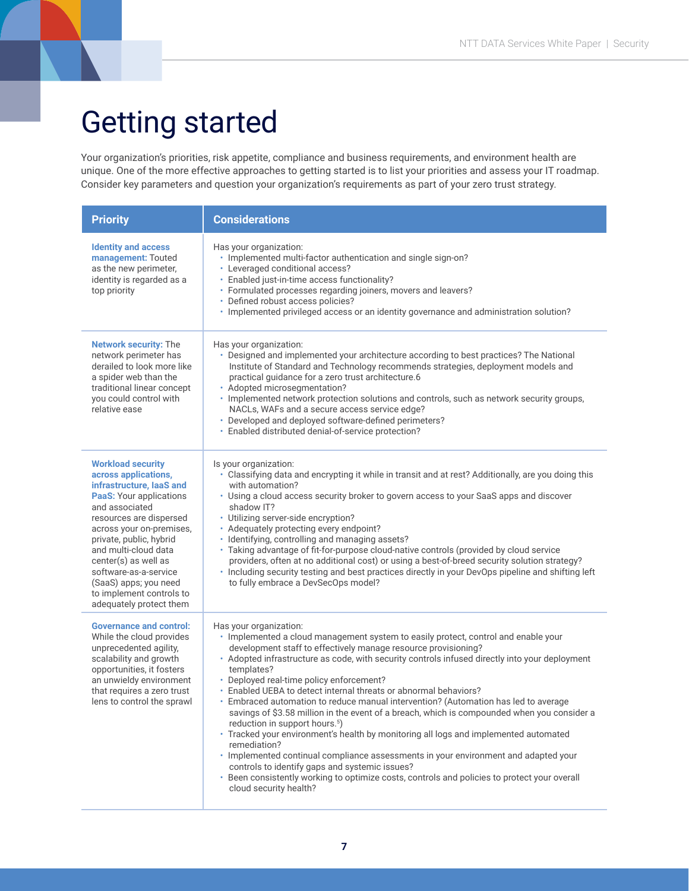# Getting started

Your organization's priorities, risk appetite, compliance and business requirements, and environment health are unique. One of the more effective approaches to getting started is to list your priorities and assess your IT roadmap. Consider key parameters and question your organization's requirements as part of your zero trust strategy.

| Priority | Considerations |
|---|---|
| **Identity and access management:** Touted as the new perimeter, identity is regarded as a top priority | Has your organization:<br>• Implemented multi-factor authentication and single sign-on?<br>• Leveraged conditional access?<br>• Enabled just-in-time access functionality?<br>• Formulated processes regarding joiners, movers and leavers?<br>• Defined robust access policies?<br>• Implemented privileged access or an identity governance and administration solution? |
| **Network security:** The network perimeter has derailed to look more like a spider web than the traditional linear concept you could control with relative ease | Has your organization:<br>• Designed and implemented your architecture according to best practices? The National Institute of Standard and Technology recommends strategies, deployment models and practical guidance for a zero trust architecture.6<br>• Adopted microsegmentation?<br>• Implemented network protection solutions and controls, such as network security groups, NACLs, WAFs and a secure access service edge?<br>• Developed and deployed software-defined perimeters?<br>• Enabled distributed denial-of-service protection? |
| **Workload security across applications, infrastructure, IaaS and PaaS:** Your applications and associated resources are dispersed across your on-premises, private, public, hybrid and multi-cloud data center(s) as well as software-as-a-service (SaaS) apps; you need to implement controls to adequately protect them | Is your organization:<br>• Classifying data and encrypting it while in transit and at rest? Additionally, are you doing this with automation?<br>• Using a cloud access security broker to govern access to your SaaS apps and discover shadow IT?<br>• Utilizing server-side encryption?<br>• Adequately protecting every endpoint?<br>• Identifying, controlling and managing assets?<br>• Taking advantage of fit-for-purpose cloud-native controls (provided by cloud service providers, often at no additional cost) or using a best-of-breed security solution strategy?<br>• Including security testing and best practices directly in your DevOps pipeline and shifting left to fully embrace a DevSecOps model? |
| **Governance and control:** While the cloud provides unprecedented agility, scalability and growth opportunities, it fosters an unwieldy environment that requires a zero trust lens to control the sprawl | Has your organization:<br>• Implemented a cloud management system to easily protect, control and enable your development staff to effectively manage resource provisioning?<br>• Adopted infrastructure as code, with security controls infused directly into your deployment templates?<br>• Deployed real-time policy enforcement?<br>• Enabled UEBA to detect internal threats or abnormal behaviors?<br>• Embraced automation to reduce manual intervention? (Automation has led to average savings of $3.58 million in the event of a breach, which is compounded when you consider a reduction in support hours.[5])<br>• Tracked your environment's health by monitoring all logs and implemented automated remediation?<br>• Implemented continual compliance assessments in your environment and adapted your controls to identify gaps and systemic issues?<br>• Been consistently working to optimize costs, controls and policies to protect your overall cloud security health? |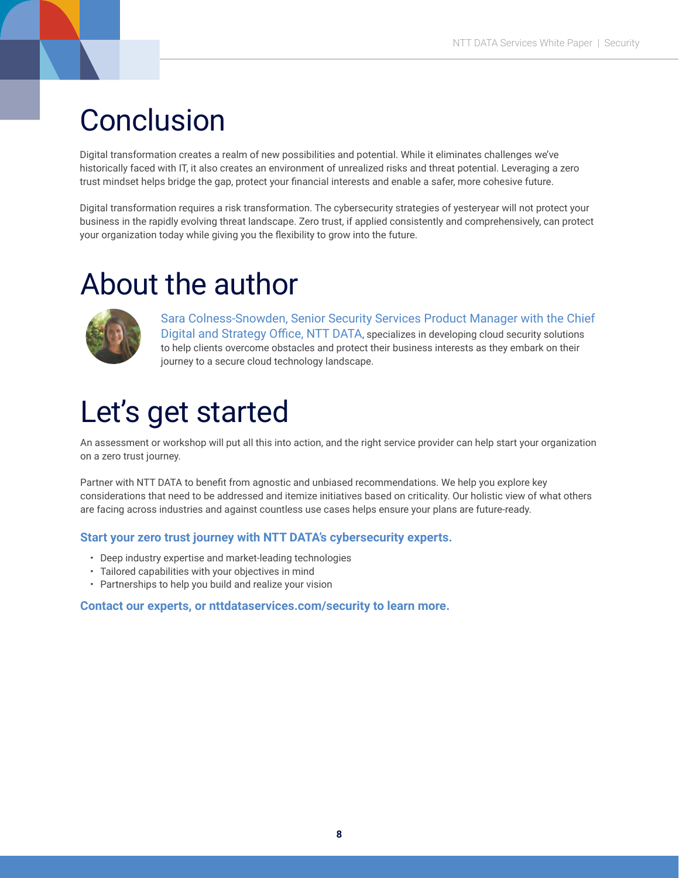# Conclusion

Digital transformation creates a realm of new possibilities and potential. While it eliminates challenges we've historically faced with IT, it also creates an environment of unrealized risks and threat potential. Leveraging a zero trust mindset helps bridge the gap, protect your financial interests and enable a safer, more cohesive future.

Digital transformation requires a risk transformation. The cybersecurity strategies of yesteryear will not protect your business in the rapidly evolving threat landscape. Zero trust, if applied consistently and comprehensively, can protect your organization today while giving you the flexibility to grow into the future.

# About the author

Sara Colness-Snowden, Senior Security Services Product Manager with the Chief Digital and Strategy Office, NTT DATA, specializes in developing cloud security solutions to help clients overcome obstacles and protect their business interests as they embark on their journey to a secure cloud technology landscape.

# Let's get started

An assessment or workshop will put all this into action, and the right service provider can help start your organization on a zero trust journey.

Partner with NTT DATA to benefit from agnostic and unbiased recommendations. We help you explore key considerations that need to be addressed and itemize initiatives based on criticality. Our holistic view of what others are facing across industries and against countless use cases helps ensure your plans are future-ready.

**Start your zero trust journey with NTT DATA's cybersecurity experts.**

- Deep industry expertise and market-leading technologies
- Tailored capabilities with your objectives in mind
- Partnerships to help you build and realize your vision

**Contact our experts, or nttdataservices.com/security to learn more.**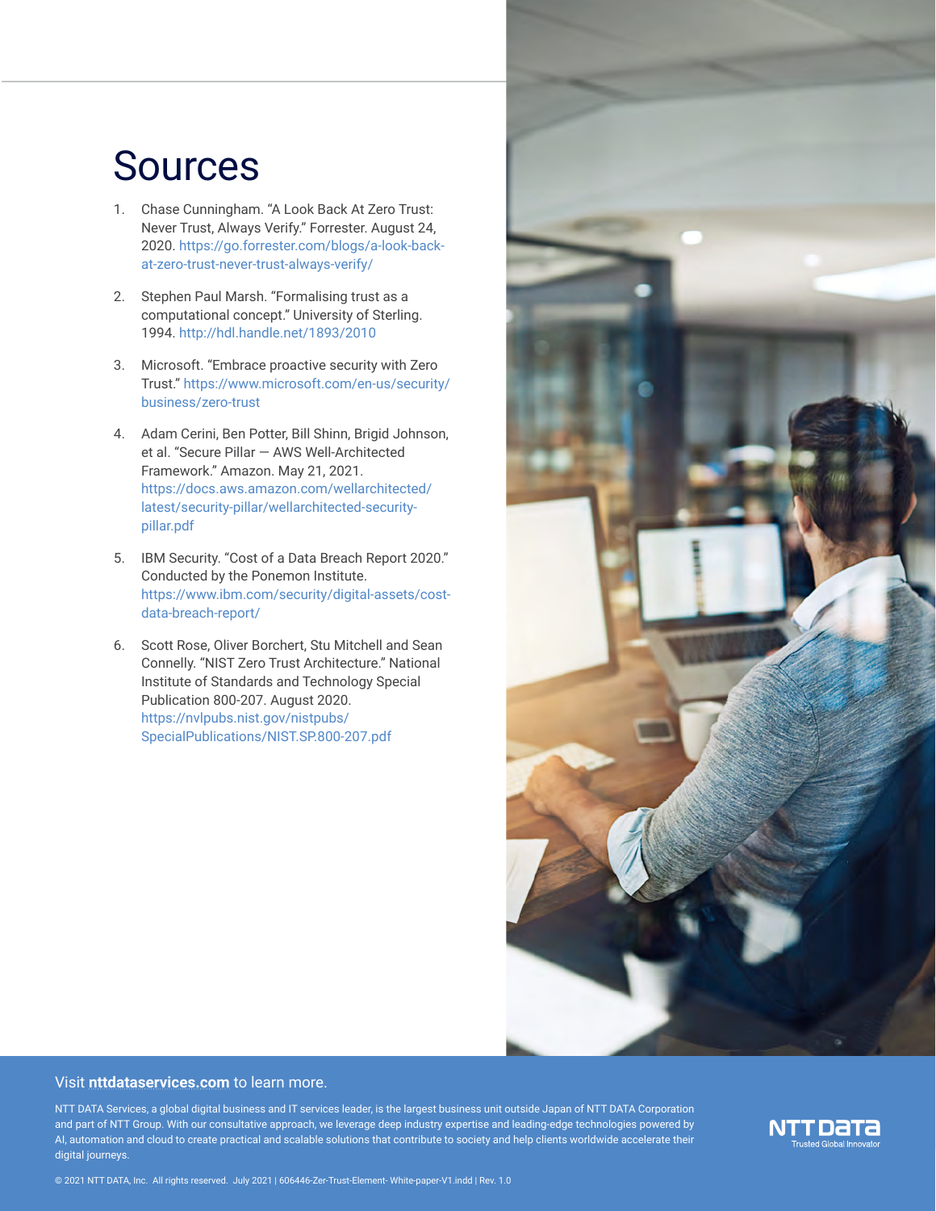# Sources

1. Chase Cunningham. "A Look Back At Zero Trust: Never Trust, Always Verify." Forrester. August 24, 2020. https://go.forrester.com/blogs/a-look-back-at-zero-trust-never-trust-always-verify/

2. Stephen Paul Marsh. "Formalising trust as a computational concept." University of Sterling. 1994. http://hdl.handle.net/1893/2010

3. Microsoft. "Embrace proactive security with Zero Trust." https://www.microsoft.com/en-us/security/business/zero-trust

4. Adam Cerini, Ben Potter, Bill Shinn, Brigid Johnson, et al. "Secure Pillar — AWS Well-Architected Framework." Amazon. May 21, 2021. https://docs.aws.amazon.com/wellarchitected/latest/security-pillar/wellarchitected-security-pillar.pdf

5. IBM Security. "Cost of a Data Breach Report 2020." Conducted by the Ponemon Institute. https://www.ibm.com/security/digital-assets/cost-data-breach-report/

6. Scott Rose, Oliver Borchert, Stu Mitchell and Sean Connelly. "NIST Zero Trust Architecture." National Institute of Standards and Technology Special Publication 800-207. August 2020. https://nvlpubs.nist.gov/nistpubs/SpecialPublications/NIST.SP.800-207.pdf

Visit **nttdataservices.com** to learn more.

NTT DATA Services, a global digital business and IT services leader, is the largest business unit outside Japan of NTT DATA Corporation and part of NTT Group. With our consultative approach, we leverage deep industry expertise and leading-edge technologies powered by AI, automation and cloud to create practical and scalable solutions that contribute to society and help clients worldwide accelerate their digital journeys.

NTT DATA
Trusted Global Innovator

© 2021 NTT DATA, Inc. All rights reserved. July 2021 | 606446-Zer-Trust-Element- White-paper-V1.indd | Rev. 1.0